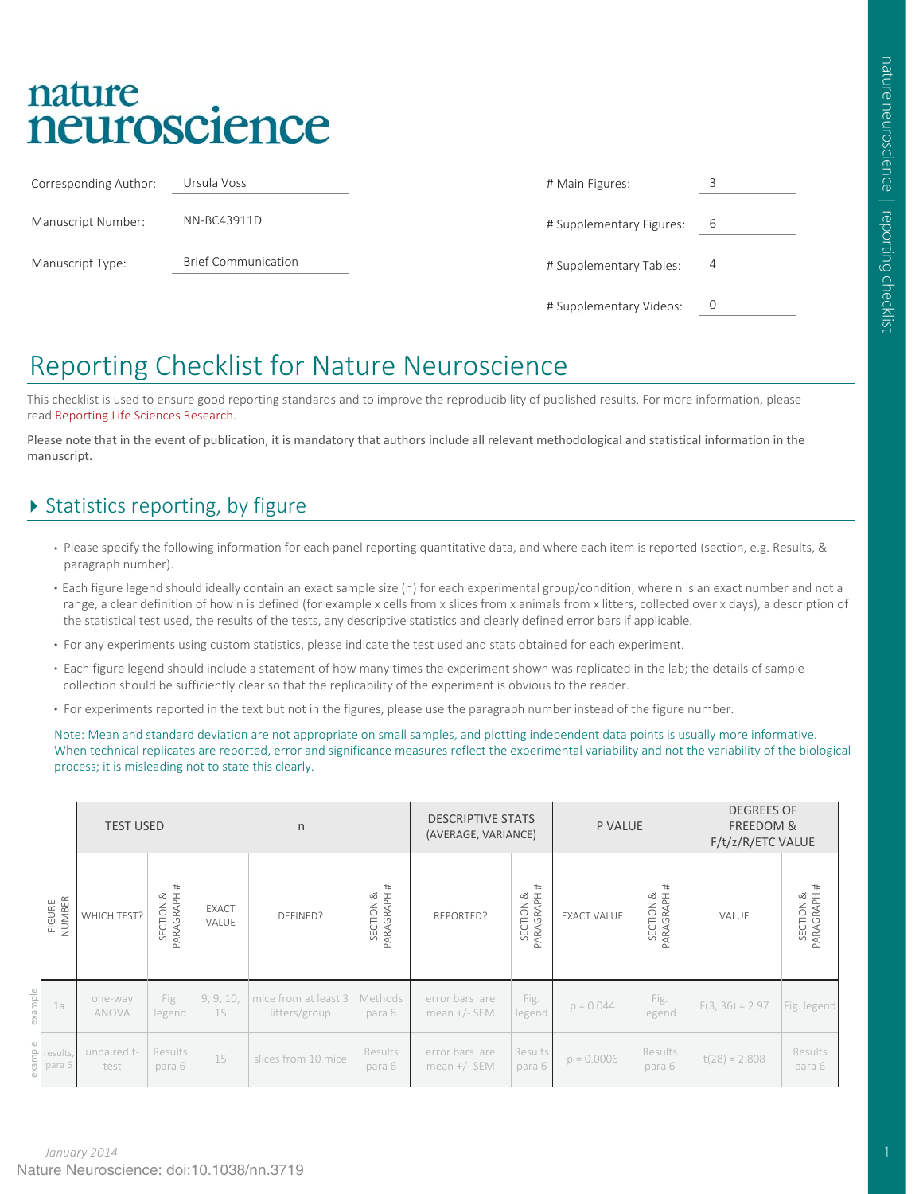# nature neuroscience

| Corresponding Author: | Ursula Voss |
|---|---|
| Manuscript Number: | NN-BC43911D |
| Manuscript Type: | Brief Communication |

| # Main Figures: | 3 |
|---|---|
| # Supplementary Figures: | 6 |
| # Supplementary Tables: | 4 |
| # Supplementary Videos: | 0 |

# Reporting Checklist for Nature Neuroscience

This checklist is used to ensure good reporting standards and to improve the reproducibility of published results. For more information, please read Reporting Life Sciences Research.

Please note that in the event of publication, it is mandatory that authors include all relevant methodological and statistical information in the manuscript.

## Statistics reporting, by figure

- Please specify the following information for each panel reporting quantitative data, and where each item is reported (section, e.g. Results, & paragraph number).
- Each figure legend should ideally contain an exact sample size (n) for each experimental group/condition, where n is an exact number and not a range, a clear definition of how n is defined (for example x cells from x slices from x animals from x litters, collected over x days), a description of the statistical test used, the results of the tests, any descriptive statistics and clearly defined error bars if applicable.
- For any experiments using custom statistics, please indicate the test used and stats obtained for each experiment.
- Each figure legend should include a statement of how many times the experiment shown was replicated in the lab; the details of sample collection should be sufficiently clear so that the replicability of the experiment is obvious to the reader.
- For experiments reported in the text but not in the figures, please use the paragraph number instead of the figure number.

Note: Mean and standard deviation are not appropriate on small samples, and plotting independent data points is usually more informative. When technical replicates are reported, error and significance measures reflect the experimental variability and not the variability of the biological process; it is misleading not to state this clearly.

| | | TEST USED | | n | | | DESCRIPTIVE STATS (AVERAGE, VARIANCE) | | P VALUE | | DEGREES OF FREEDOM & F/t/z/R/ETC VALUE | |
|---|---|---|---|---|---|---|---|---|---|---|---|---|
| | FIGURE NUMBER | WHICH TEST? | SECTION & PARAGRAPH # | EXACT VALUE | DEFINED? | SECTION & PARAGRAPH # | REPORTED? | SECTION & PARAGRAPH # | EXACT VALUE | SECTION & PARAGRAPH # | VALUE | SECTION & PARAGRAPH # |
| example | 1a | one-way ANOVA | Fig. legend | 9, 9, 10, 15 | mice from at least 3 litters/group | Methods para 8 | error bars are mean +/- SEM | Fig. legend | p = 0.044 | Fig. legend | F(3, 36) = 2.97 | Fig. legend |
| example | results, para 6 | unpaired t-test | Results para 6 | 15 | slices from 10 mice | Results para 6 | error bars are mean +/- SEM | Results para 6 | p = 0.0006 | Results para 6 | t(28) = 2.808 | Results para 6 |

January 2014

Nature Neuroscience: doi:10.1038/nn.3719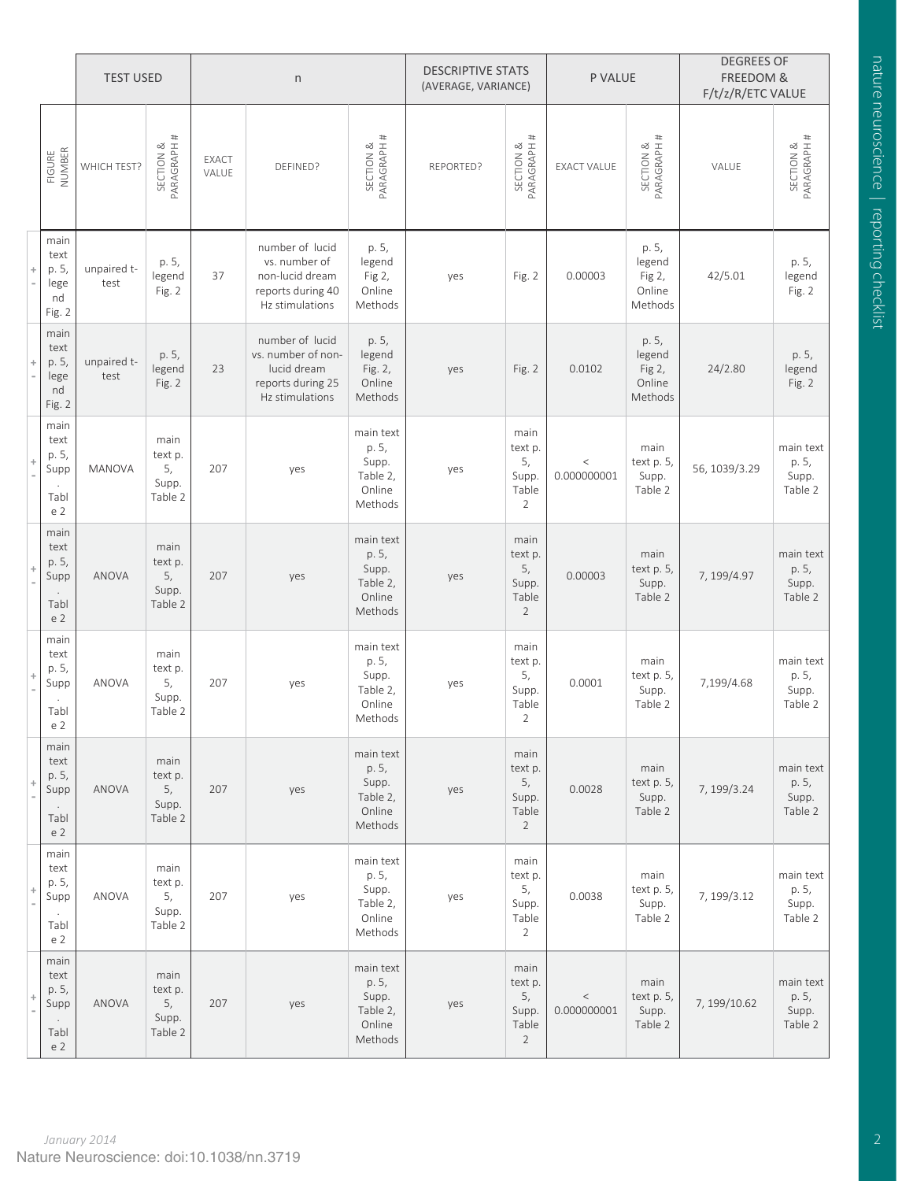| | TEST USED | | n | | | DESCRIPTIVE STATS (AVERAGE, VARIANCE) | | P VALUE | | DEGREES OF FREEDOM & F/t/z/R/ETC VALUE | |
|---|---|---|---|---|---|---|---|---|---|---|---|
| FIGURE NUMBER | WHICH TEST? | SECTION & PARAGRAPH # | EXACT VALUE | DEFINED? | SECTION & PARAGRAPH # | REPORTED? | SECTION & PARAGRAPH # | EXACT VALUE | SECTION & PARAGRAPH # | VALUE | SECTION & PARAGRAPH # |
| main text p. 5, legend Fig. 2 | unpaired t-test | p. 5, legend Fig. 2 | 37 | number of lucid vs. number of non-lucid dream reports during 40 Hz stimulations | p. 5, legend Fig 2, Online Methods | yes | Fig. 2 | 0.00003 | p. 5, legend Fig 2, Online Methods | 42/5.01 | p. 5, legend Fig. 2 |
| main text p. 5, legend Fig. 2 | unpaired t-test | p. 5, legend Fig. 2 | 23 | number of lucid vs. number of non-lucid dream reports during 25 Hz stimulations | p. 5, legend Fig. 2, Online Methods | yes | Fig. 2 | 0.0102 | p. 5, legend Fig 2, Online Methods | 24/2.80 | p. 5, legend Fig. 2 |
| main text p. 5, Supp. Table 2 | MANOVA | main text p. 5, Supp. Table 2 | 207 | yes | main text p. 5, Supp. Table 2, Online Methods | yes | main text p. 5, Supp. Table 2 | < 0.000000001 | main text p. 5, Supp. Table 2 | 56, 1039/3.29 | main text p. 5, Supp. Table 2 |
| main text p. 5, Supp. Table 2 | ANOVA | main text p. 5, Supp. Table 2 | 207 | yes | main text p. 5, Supp. Table 2, Online Methods | yes | main text p. 5, Supp. Table 2 | 0.00003 | main text p. 5, Supp. Table 2 | 7, 199/4.97 | main text p. 5, Supp. Table 2 |
| main text p. 5, Supp. Table 2 | ANOVA | main text p. 5, Supp. Table 2 | 207 | yes | main text p. 5, Supp. Table 2, Online Methods | yes | main text p. 5, Supp. Table 2 | 0.0001 | main text p. 5, Supp. Table 2 | 7,199/4.68 | main text p. 5, Supp. Table 2 |
| main text p. 5, Supp. Table 2 | ANOVA | main text p. 5, Supp. Table 2 | 207 | yes | main text p. 5, Supp. Table 2, Online Methods | yes | main text p. 5, Supp. Table 2 | 0.0028 | main text p. 5, Supp. Table 2 | 7, 199/3.24 | main text p. 5, Supp. Table 2 |
| main text p. 5, Supp. Table 2 | ANOVA | main text p. 5, Supp. Table 2 | 207 | yes | main text p. 5, Supp. Table 2, Online Methods | yes | main text p. 5, Supp. Table 2 | 0.0038 | main text p. 5, Supp. Table 2 | 7, 199/3.12 | main text p. 5, Supp. Table 2 |
| main text p. 5, Supp. Table 2 | ANOVA | main text p. 5, Supp. Table 2 | 207 | yes | main text p. 5, Supp. Table 2, Online Methods | yes | main text p. 5, Supp. Table 2 | < 0.000000001 | main text p. 5, Supp. Table 2 | 7, 199/10.62 | main text p. 5, Supp. Table 2 |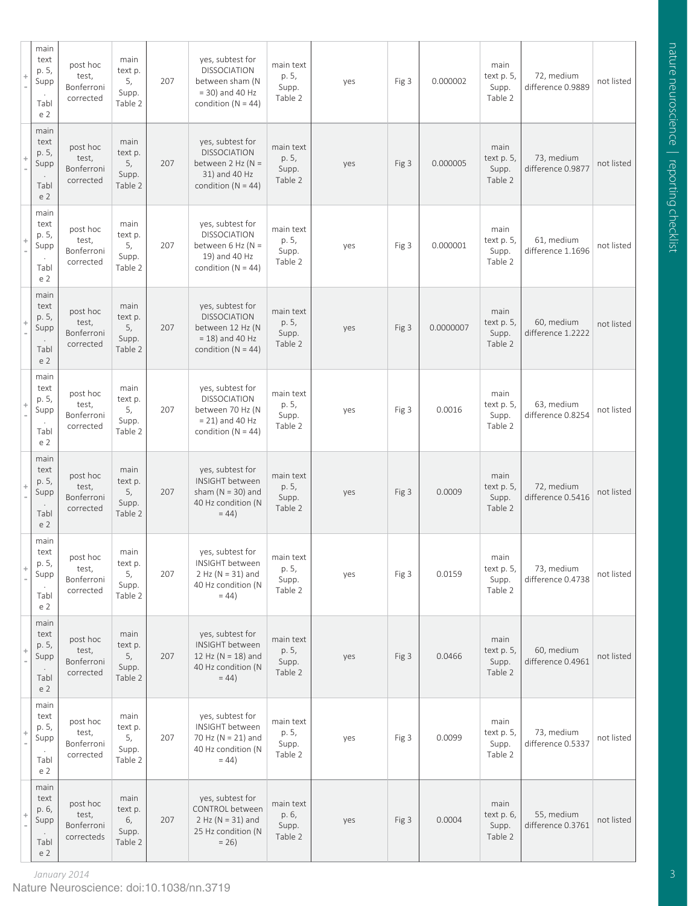| | | | | | | | | | | | | |
|---|---|---|---|---|---|---|---|---|---|---|---|---|
| + - | main text p. 5, Supp. Table 2 | post hoc test, Bonferroni corrected | main text p. 5, Supp. Table 2 | 207 | yes, subtest for DISSOCIATION between sham (N = 30) and 40 Hz condition (N = 44) | main text p. 5, Supp. Table 2 | yes | Fig 3 | 0.000002 | main text p. 5, Supp. Table 2 | 72, medium difference 0.9889 | not listed |
| + - | main text p. 5, Supp. Table 2 | post hoc test, Bonferroni corrected | main text p. 5, Supp. Table 2 | 207 | yes, subtest for DISSOCIATION between 2 Hz (N = 31) and 40 Hz condition (N = 44) | main text p. 5, Supp. Table 2 | yes | Fig 3 | 0.000005 | main text p. 5, Supp. Table 2 | 73, medium difference 0.9877 | not listed |
| + - | main text p. 5, Supp. Table 2 | post hoc test, Bonferroni corrected | main text p. 5, Supp. Table 2 | 207 | yes, subtest for DISSOCIATION between 6 Hz (N = 19) and 40 Hz condition (N = 44) | main text p. 5, Supp. Table 2 | yes | Fig 3 | 0.000001 | main text p. 5, Supp. Table 2 | 61, medium difference 1.1696 | not listed |
| + - | main text p. 5, Supp. Table 2 | post hoc test, Bonferroni corrected | main text p. 5, Supp. Table 2 | 207 | yes, subtest for DISSOCIATION between 12 Hz (N = 18) and 40 Hz condition (N = 44) | main text p. 5, Supp. Table 2 | yes | Fig 3 | 0.0000007 | main text p. 5, Supp. Table 2 | 60, medium difference 1.2222 | not listed |
| + - | main text p. 5, Supp. Table 2 | post hoc test, Bonferroni corrected | main text p. 5, Supp. Table 2 | 207 | yes, subtest for DISSOCIATION between 70 Hz (N = 21) and 40 Hz condition (N = 44) | main text p. 5, Supp. Table 2 | yes | Fig 3 | 0.0016 | main text p. 5, Supp. Table 2 | 63, medium difference 0.8254 | not listed |
| + - | main text p. 5, Supp. Table 2 | post hoc test, Bonferroni corrected | main text p. 5, Supp. Table 2 | 207 | yes, subtest for INSIGHT between sham (N = 30) and 40 Hz condition (N = 44) | main text p. 5, Supp. Table 2 | yes | Fig 3 | 0.0009 | main text p. 5, Supp. Table 2 | 72, medium difference 0.5416 | not listed |
| + - | main text p. 5, Supp. Table 2 | post hoc test, Bonferroni corrected | main text p. 5, Supp. Table 2 | 207 | yes, subtest for INSIGHT between 2 Hz (N = 31) and 40 Hz condition (N = 44) | main text p. 5, Supp. Table 2 | yes | Fig 3 | 0.0159 | main text p. 5, Supp. Table 2 | 73, medium difference 0.4738 | not listed |
| + - | main text p. 5, Supp. Table 2 | post hoc test, Bonferroni corrected | main text p. 5, Supp. Table 2 | 207 | yes, subtest for INSIGHT between 12 Hz (N = 18) and 40 Hz condition (N = 44) | main text p. 5, Supp. Table 2 | yes | Fig 3 | 0.0466 | main text p. 5, Supp. Table 2 | 60, medium difference 0.4961 | not listed |
| + - | main text p. 5, Supp. Table 2 | post hoc test, Bonferroni corrected | main text p. 5, Supp. Table 2 | 207 | yes, subtest for INSIGHT between 70 Hz (N = 21) and 40 Hz condition (N = 44) | main text p. 5, Supp. Table 2 | yes | Fig 3 | 0.0099 | main text p. 5, Supp. Table 2 | 73, medium difference 0.5337 | not listed |
| + - | main text p. 6, Supp. Table 2 | post hoc test, Bonferroni correcteds | main text p. 6, Supp. Table 2 | 207 | yes, subtest for CONTROL between 2 Hz (N = 31) and 25 Hz condition (N = 26) | main text p. 6, Supp. Table 2 | yes | Fig 3 | 0.0004 | main text p. 6, Supp. Table 2 | 55, medium difference 0.3761 | not listed |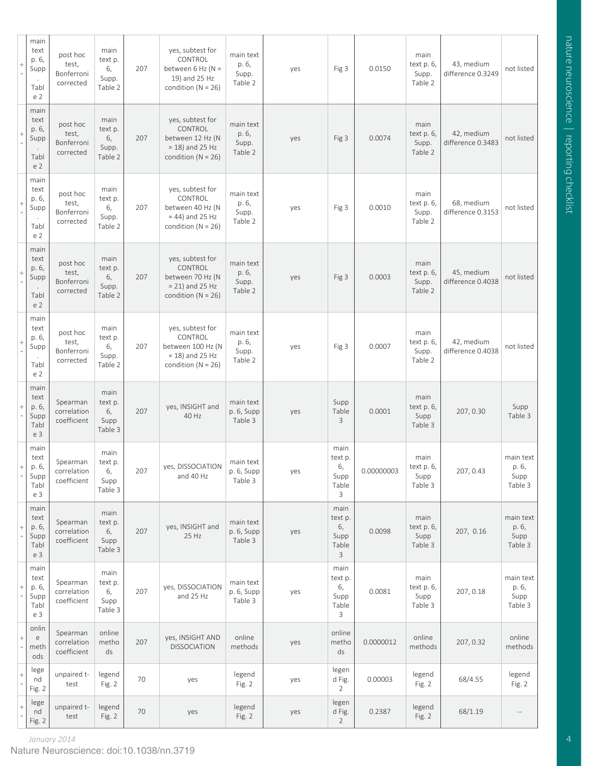| | | | | | | | | | | | | |
|---|---|---|---|---|---|---|---|---|---|---|---|---|
| + - | main text p. 6, Supp. Table 2 | post hoc test, Bonferroni corrected | main text p. 6, Supp. Table 2 | 207 | yes, subtest for CONTROL between 6 Hz (N = 19) and 25 Hz condition (N = 26) | main text p. 6, Supp. Table 2 | yes | Fig 3 | 0.0150 | main text p. 6, Supp. Table 2 | 43, medium difference 0.3249 | not listed |
| + - | main text p. 6, Supp. Table 2 | post hoc test, Bonferroni corrected | main text p. 6, Supp. Table 2 | 207 | yes, subtest for CONTROL between 12 Hz (N = 18) and 25 Hz condition (N = 26) | main text p. 6, Supp. Table 2 | yes | Fig 3 | 0.0074 | main text p. 6, Supp. Table 2 | 42, medium difference 0.3483 | not listed |
| + - | main text p. 6, Supp. Table 2 | post hoc test, Bonferroni corrected | main text p. 6, Supp. Table 2 | 207 | yes, subtest for CONTROL between 40 Hz (N = 44) and 25 Hz condition (N = 26) | main text p. 6, Supp. Table 2 | yes | Fig 3 | 0.0010 | main text p. 6, Supp. Table 2 | 68, medium difference 0.3153 | not listed |
| + - | main text p. 6, Supp. Table 2 | post hoc test, Bonferroni corrected | main text p. 6, Supp. Table 2 | 207 | yes, subtest for CONTROL between 70 Hz (N = 21) and 25 Hz condition (N = 26) | main text p. 6, Supp. Table 2 | yes | Fig 3 | 0.0003 | main text p. 6, Supp. Table 2 | 45, medium difference 0.4038 | not listed |
| + - | main text p. 6, Supp. Table 2 | post hoc test, Bonferroni corrected | main text p. 6, Supp. Table 2 | 207 | yes, subtest for CONTROL between 100 Hz (N = 18) and 25 Hz condition (N = 26) | main text p. 6, Supp. Table 2 | yes | Fig 3 | 0.0007 | main text p. 6, Supp. Table 2 | 42, medium difference 0.4038 | not listed |
| + - | main text p. 6, Supp Table 3 | Spearman correlation coefficient | main text p. 6, Supp Table 3 | 207 | yes, INSIGHT and 40 Hz | main text p. 6, Supp Table 3 | yes | Supp Table 3 | 0.0001 | main text p. 6, Supp Table 3 | 207, 0.30 | Supp Table 3 |
| + - | main text p. 6, Supp Table 3 | Spearman correlation coefficient | main text p. 6, Supp Table 3 | 207 | yes, DISSOCIATION and 40 Hz | main text p. 6, Supp Table 3 | yes | main text p. 6, Supp Table 3 | 0.00000003 | main text p. 6, Supp Table 3 | 207, 0.43 | main text p. 6, Supp Table 3 |
| + - | main text p. 6, Supp Table 3 | Spearman correlation coefficient | main text p. 6, Supp Table 3 | 207 | yes, INSIGHT and 25 Hz | main text p. 6, Supp Table 3 | yes | main text p. 6, Supp Table 3 | 0.0098 | main text p. 6, Supp Table 3 | 207, 0.16 | main text p. 6, Supp Table 3 |
| + - | main text p. 6, Supp Table 3 | Spearman correlation coefficient | main text p. 6, Supp Table 3 | 207 | yes, DISSOCIATION and 25 Hz | main text p. 6, Supp Table 3 | yes | main text p. 6, Supp Table 3 | 0.0081 | main text p. 6, Supp Table 3 | 207, 0.18 | main text p. 6, Supp Table 3 |
| + - | online methods | Spearman correlation coefficient | online methods | 207 | yes, INSIGHT AND DISSOCIATION | online methods | yes | online methods | 0.0000012 | online methods | 207, 0.32 | online methods |
| + - | legend Fig. 2 | unpaired t-test | legend Fig. 2 | 70 | yes | legend Fig. 2 | yes | legend Fig. 2 | 0.00003 | legend Fig. 2 | 68/4.55 | legend Fig. 2 |
| + - | legend Fig. 2 | unpaired t-test | legend Fig. 2 | 70 | yes | legend Fig. 2 | yes | legend Fig. 2 | 0.2387 | legend Fig. 2 | 68/1.19 | -- |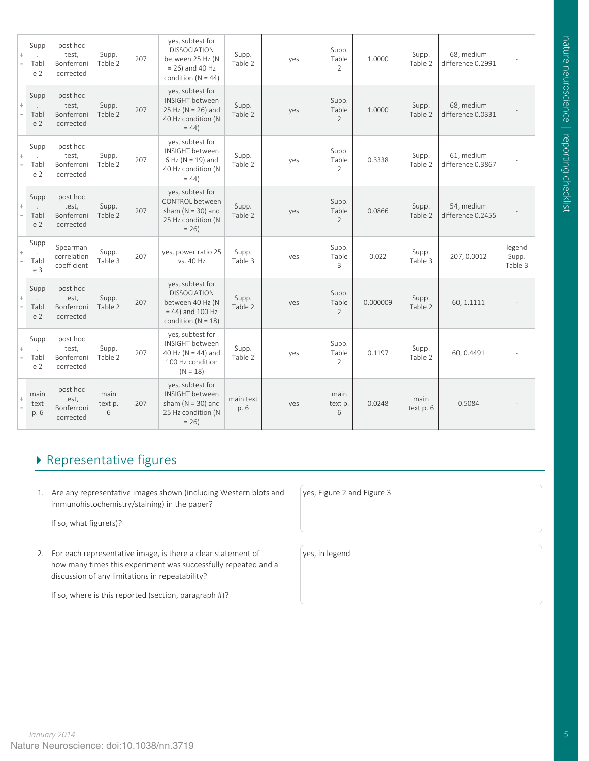| | | | | | | | | | | | | |
|---|---|---|---|---|---|---|---|---|---|---|---|---|
| + - | Supp. Table 2 | post hoc test, Bonferroni corrected | Supp. Table 2 | 207 | yes, subtest for DISSOCIATION between 25 Hz (N = 26) and 40 Hz condition (N = 44) | Supp. Table 2 | yes | Supp. Table 2 | 1.0000 | Supp. Table 2 | 68, medium difference 0.2991 | - |
| + - | Supp. Table 2 | post hoc test, Bonferroni corrected | Supp. Table 2 | 207 | yes, subtest for INSIGHT between 25 Hz (N = 26) and 40 Hz condition (N = 44) | Supp. Table 2 | yes | Supp. Table 2 | 1.0000 | Supp. Table 2 | 68, medium difference 0.0331 | - |
| + - | Supp. Table 2 | post hoc test, Bonferroni corrected | Supp. Table 2 | 207 | yes, subtest for INSIGHT between 6 Hz (N = 19) and 40 Hz condition (N = 44) | Supp. Table 2 | yes | Supp. Table 2 | 0.3338 | Supp. Table 2 | 61, medium difference 0.3867 | - |
| + - | Supp. Table 2 | post hoc test, Bonferroni corrected | Supp. Table 2 | 207 | yes, subtest for CONTROL between sham (N = 30) and 25 Hz condition (N = 26) | Supp. Table 2 | yes | Supp. Table 2 | 0.0866 | Supp. Table 2 | 54, medium difference 0.2455 | - |
| + - | Supp. Table 3 | Spearman correlation coefficient | Supp. Table 3 | 207 | yes, power ratio 25 vs. 40 Hz | Supp. Table 3 | yes | Supp. Table 3 | 0.022 | Supp. Table 3 | 207, 0.0012 | legend Supp. Table 3 |
| + - | Supp. Table 2 | post hoc test, Bonferroni corrected | Supp. Table 2 | 207 | yes, subtest for DISSOCIATION between 40 Hz (N = 44) and 100 Hz condition (N = 18) | Supp. Table 2 | yes | Supp. Table 2 | 0.000009 | Supp. Table 2 | 60, 1.1111 | - |
| + - | Supp. Table 2 | post hoc test, Bonferroni corrected | Supp. Table 2 | 207 | yes, subtest for INSIGHT between 40 Hz (N = 44) and 100 Hz condition (N = 18) | Supp. Table 2 | yes | Supp. Table 2 | 0.1197 | Supp. Table 2 | 60, 0.4491 | - |
| + - | main text p. 6 | post hoc test, Bonferroni corrected | main text p. 6 | 207 | yes, subtest for INSIGHT between sham (N = 30) and 25 Hz condition (N = 26) | main text p. 6 | yes | main text p. 6 | 0.0248 | main text p. 6 | 0.5084 | - |

## ▸ Representative figures

1. Are any representative images shown (including Western blots and immunohistochemistry/staining) in the paper?

   If so, what figure(s)?

   yes, Figure 2 and Figure 3

2. For each representative image, is there a clear statement of how many times this experiment was successfully repeated and a discussion of any limitations in repeatability?

   If so, where is this reported (section, paragraph #)?

   yes, in legend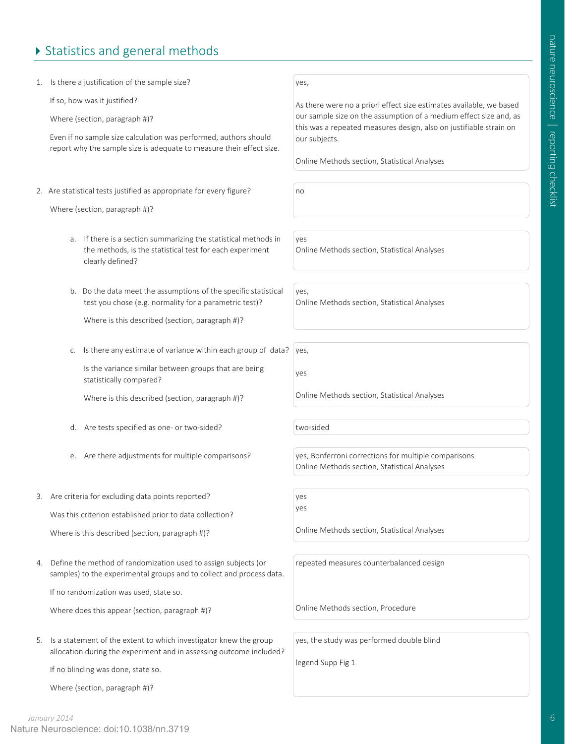## Statistics and general methods

| | |
|---|---|
| 1. Is there a justification of the sample size?<br><br>If so, how was it justified?<br><br>Where (section, paragraph #)?<br><br>Even if no sample size calculation was performed, authors should report why the sample size is adequate to measure their effect size. | yes,<br><br>As there were no a priori effect size estimates available, we based our sample size on the assumption of a medium effect size and, as this was a repeated measures design, also on justifiable strain on our subjects.<br><br>Online Methods section, Statistical Analyses |
| 2. Are statistical tests justified as appropriate for every figure?<br><br>Where (section, paragraph #)? | no |
| a. If there is a section summarizing the statistical methods in the methods, is the statistical test for each experiment clearly defined? | yes<br>Online Methods section, Statistical Analyses |
| b. Do the data meet the assumptions of the specific statistical test you chose (e.g. normality for a parametric test)?<br><br>Where is this described (section, paragraph #)? | yes,<br>Online Methods section, Statistical Analyses |
| c. Is there any estimate of variance within each group of data?<br><br>Is the variance similar between groups that are being statistically compared?<br><br>Where is this described (section, paragraph #)? | yes,<br><br>yes<br><br>Online Methods section, Statistical Analyses |
| d. Are tests specified as one- or two-sided? | two-sided |
| e. Are there adjustments for multiple comparisons? | yes, Bonferroni corrections for multiple comparisons<br>Online Methods section, Statistical Analyses |
| 3. Are criteria for excluding data points reported?<br><br>Was this criterion established prior to data collection?<br><br>Where is this described (section, paragraph #)? | yes<br>yes<br><br>Online Methods section, Statistical Analyses |
| 4. Define the method of randomization used to assign subjects (or samples) to the experimental groups and to collect and process data.<br><br>If no randomization was used, state so.<br><br>Where does this appear (section, paragraph #)? | repeated measures counterbalanced design<br><br>Online Methods section, Procedure |
| 5. Is a statement of the extent to which investigator knew the group allocation during the experiment and in assessing outcome included?<br><br>If no blinding was done, state so.<br><br>Where (section, paragraph #)? | yes, the study was performed double blind<br><br>legend Supp Fig 1 |

Nature Neuroscience: doi:10.1038/nn.3719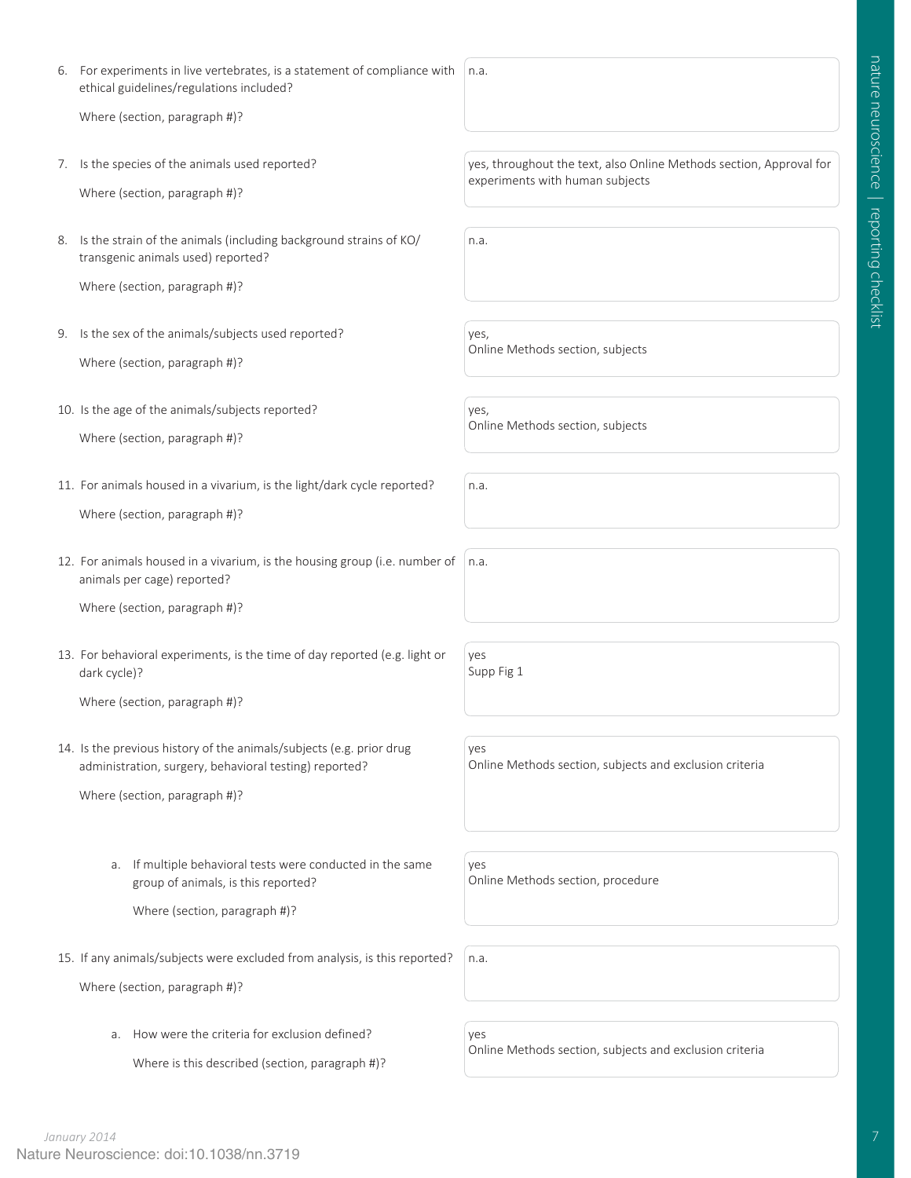6. For experiments in live vertebrates, is a statement of compliance with ethical guidelines/regulations included?

   Where (section, paragraph #)?

   n.a.

7. Is the species of the animals used reported?

   Where (section, paragraph #)?

   yes, throughout the text, also Online Methods section, Approval for experiments with human subjects

8. Is the strain of the animals (including background strains of KO/ transgenic animals used) reported?

   Where (section, paragraph #)?

   n.a.

9. Is the sex of the animals/subjects used reported?

   Where (section, paragraph #)?

   yes,
   Online Methods section, subjects

10. Is the age of the animals/subjects reported?

    Where (section, paragraph #)?

    yes,
    Online Methods section, subjects

11. For animals housed in a vivarium, is the light/dark cycle reported?

    Where (section, paragraph #)?

    n.a.

12. For animals housed in a vivarium, is the housing group (i.e. number of animals per cage) reported?

    Where (section, paragraph #)?

    n.a.

13. For behavioral experiments, is the time of day reported (e.g. light or dark cycle)?

    Where (section, paragraph #)?

    yes
    Supp Fig 1

14. Is the previous history of the animals/subjects (e.g. prior drug administration, surgery, behavioral testing) reported?

    Where (section, paragraph #)?

    yes
    Online Methods section, subjects and exclusion criteria

    a. If multiple behavioral tests were conducted in the same group of animals, is this reported?

       Where (section, paragraph #)?

       yes
       Online Methods section, procedure

15. If any animals/subjects were excluded from analysis, is this reported?

    Where (section, paragraph #)?

    n.a.

    a. How were the criteria for exclusion defined?

       Where is this described (section, paragraph #)?

       yes
       Online Methods section, subjects and exclusion criteria

*January 2014*

Nature Neuroscience: doi:10.1038/nn.3719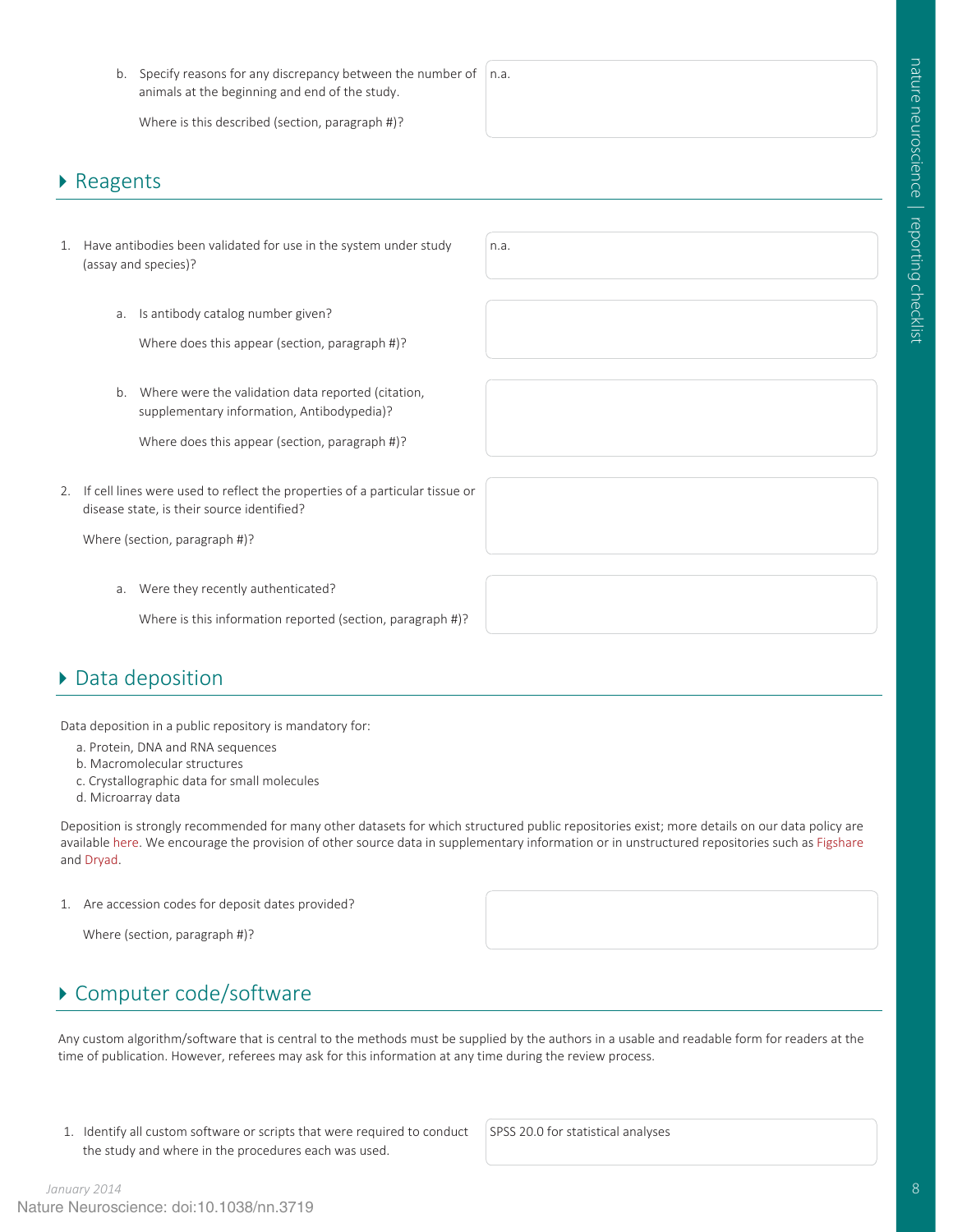b. Specify reasons for any discrepancy between the number of animals at the beginning and end of the study.

Where is this described (section, paragraph #)?

n.a.

## Reagents

1. Have antibodies been validated for use in the system under study (assay and species)?

n.a.

a. Is antibody catalog number given?

Where does this appear (section, paragraph #)?

b. Where were the validation data reported (citation, supplementary information, Antibodypedia)?

Where does this appear (section, paragraph #)?

2. If cell lines were used to reflect the properties of a particular tissue or disease state, is their source identified?

Where (section, paragraph #)?

a. Were they recently authenticated?

Where is this information reported (section, paragraph #)?

## Data deposition

Data deposition in a public repository is mandatory for:

a. Protein, DNA and RNA sequences
b. Macromolecular structures
c. Crystallographic data for small molecules
d. Microarray data

Deposition is strongly recommended for many other datasets for which structured public repositories exist; more details on our data policy are available here. We encourage the provision of other source data in supplementary information or in unstructured repositories such as Figshare and Dryad.

1. Are accession codes for deposit dates provided?

Where (section, paragraph #)?

## Computer code/software

Any custom algorithm/software that is central to the methods must be supplied by the authors in a usable and readable form for readers at the time of publication. However, referees may ask for this information at any time during the review process.

1. Identify all custom software or scripts that were required to conduct the study and where in the procedures each was used.

SPSS 20.0 for statistical analyses

January 2014

Nature Neuroscience: doi:10.1038/nn.3719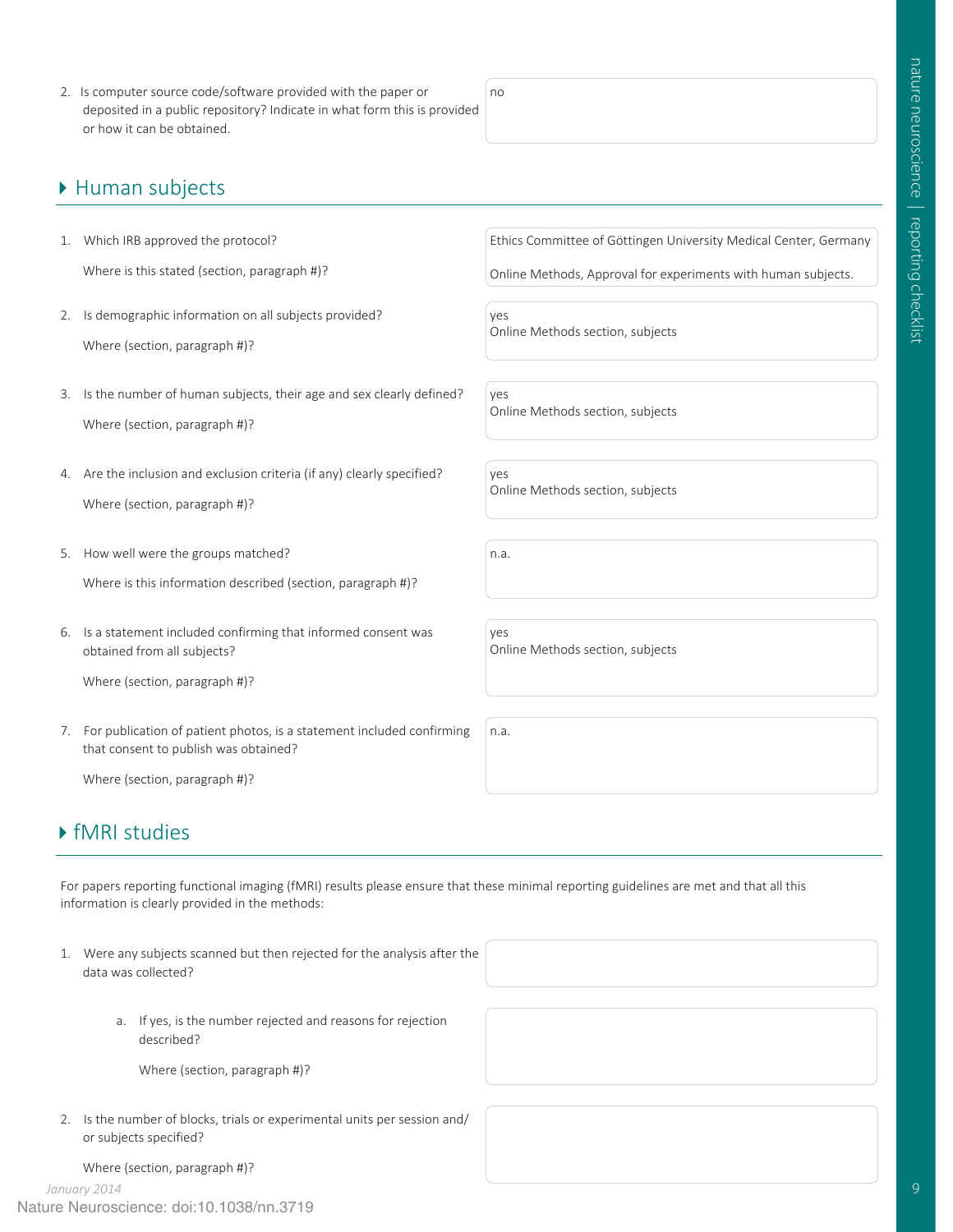2. Is computer source code/software provided with the paper or deposited in a public repository? Indicate in what form this is provided or how it can be obtained.

no

## Human subjects

1. Which IRB approved the protocol?

   Where is this stated (section, paragraph #)?

   Ethics Committee of Göttingen University Medical Center, Germany

   Online Methods, Approval for experiments with human subjects.

2. Is demographic information on all subjects provided?

   Where (section, paragraph #)?

   yes
   Online Methods section, subjects

3. Is the number of human subjects, their age and sex clearly defined?

   Where (section, paragraph #)?

   yes
   Online Methods section, subjects

4. Are the inclusion and exclusion criteria (if any) clearly specified?

   Where (section, paragraph #)?

   yes
   Online Methods section, subjects

5. How well were the groups matched?

   Where is this information described (section, paragraph #)?

   n.a.

6. Is a statement included confirming that informed consent was obtained from all subjects?

   Where (section, paragraph #)?

   yes
   Online Methods section, subjects

7. For publication of patient photos, is a statement included confirming that consent to publish was obtained?

   Where (section, paragraph #)?

   n.a.

## fMRI studies

For papers reporting functional imaging (fMRI) results please ensure that these minimal reporting guidelines are met and that all this information is clearly provided in the methods:

1. Were any subjects scanned but then rejected for the analysis after the data was collected?

   a. If yes, is the number rejected and reasons for rejection described?

      Where (section, paragraph #)?

2. Is the number of blocks, trials or experimental units per session and/or subjects specified?

   Where (section, paragraph #)?

January 2014

Nature Neuroscience: doi:10.1038/nn.3719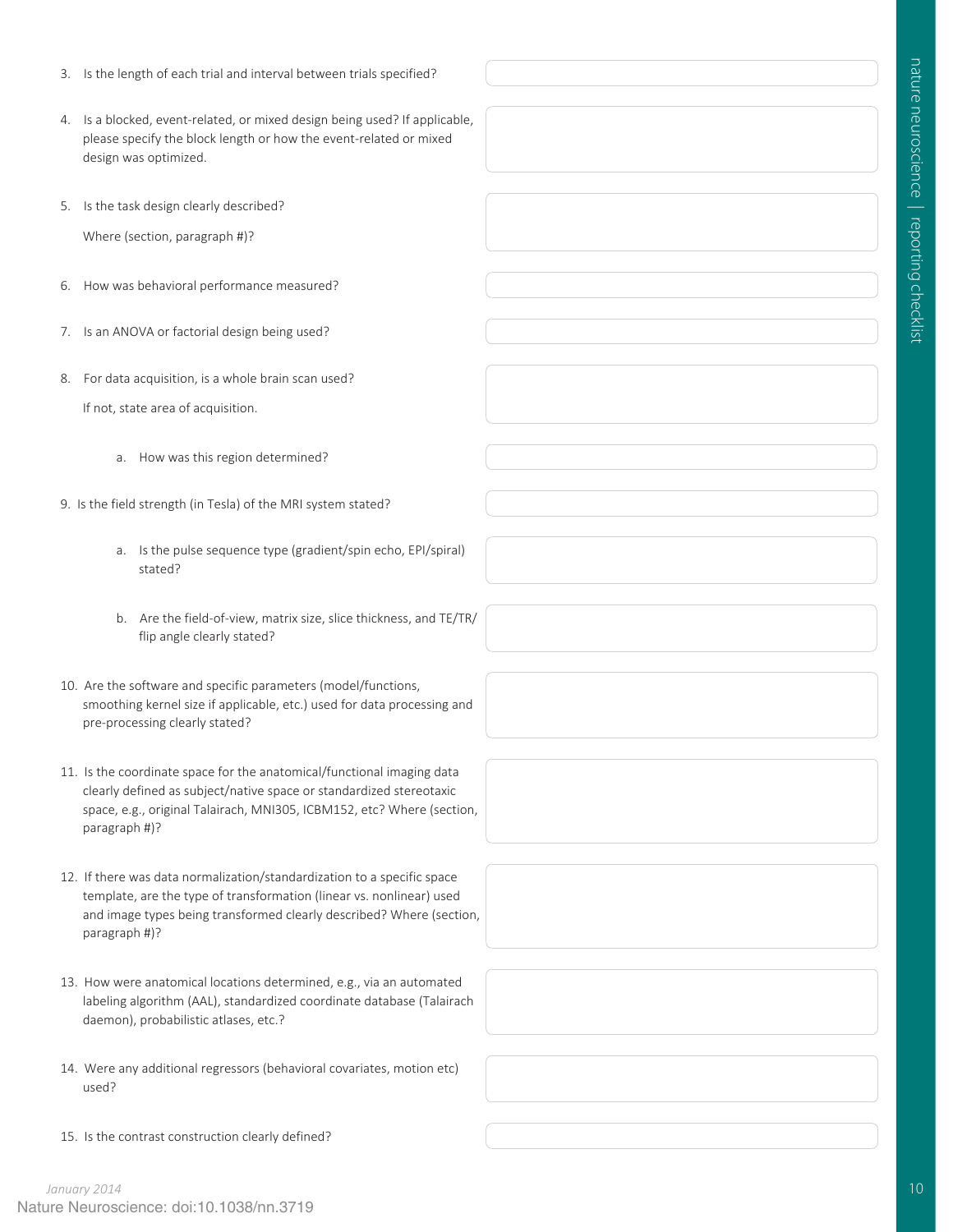3. Is the length of each trial and interval between trials specified?

4. Is a blocked, event-related, or mixed design being used? If applicable, please specify the block length or how the event-related or mixed design was optimized.

5. Is the task design clearly described?

   Where (section, paragraph #)?

6. How was behavioral performance measured?

7. Is an ANOVA or factorial design being used?

8. For data acquisition, is a whole brain scan used?

   If not, state area of acquisition.

   a. How was this region determined?

9. Is the field strength (in Tesla) of the MRI system stated?

   a. Is the pulse sequence type (gradient/spin echo, EPI/spiral) stated?

   b. Are the field-of-view, matrix size, slice thickness, and TE/TR/flip angle clearly stated?

10. Are the software and specific parameters (model/functions, smoothing kernel size if applicable, etc.) used for data processing and pre-processing clearly stated?

11. Is the coordinate space for the anatomical/functional imaging data clearly defined as subject/native space or standardized stereotaxic space, e.g., original Talairach, MNI305, ICBM152, etc? Where (section, paragraph #)?

12. If there was data normalization/standardization to a specific space template, are the type of transformation (linear vs. nonlinear) used and image types being transformed clearly described? Where (section, paragraph #)?

13. How were anatomical locations determined, e.g., via an automated labeling algorithm (AAL), standardized coordinate database (Talairach daemon), probabilistic atlases, etc.?

14. Were any additional regressors (behavioral covariates, motion etc) used?

15. Is the contrast construction clearly defined?

*January 2014*

Nature Neuroscience: doi:10.1038/nn.3719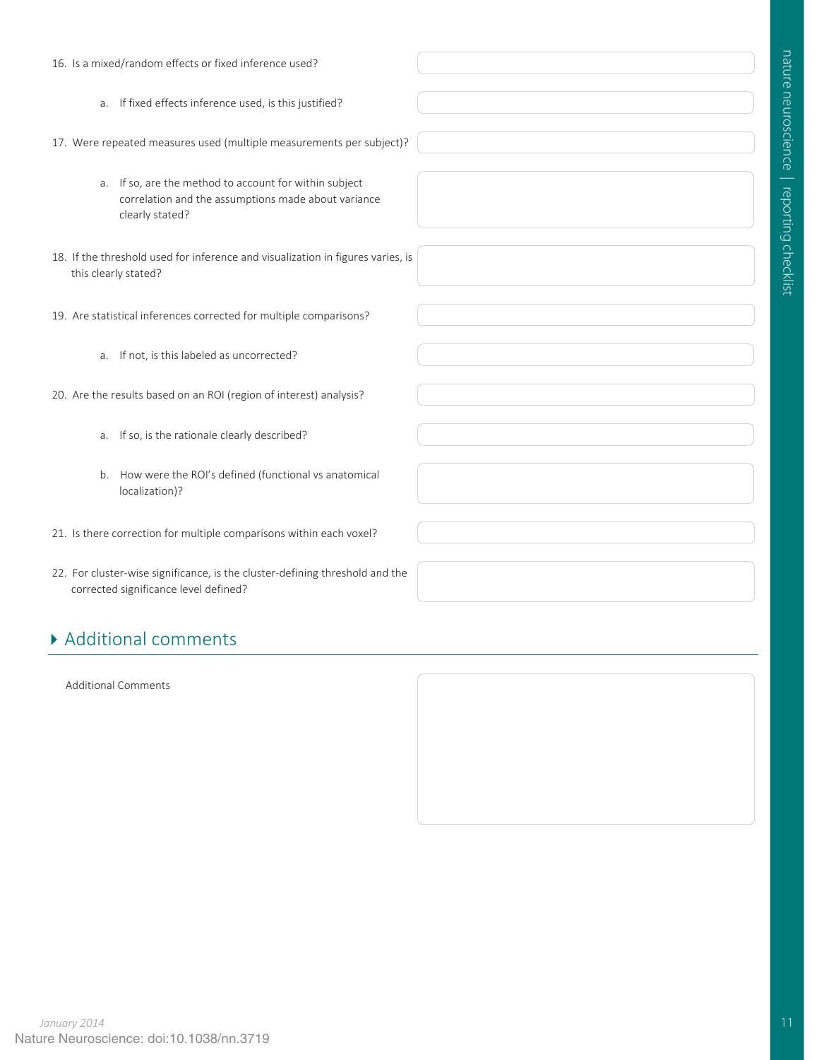16. Is a mixed/random effects or fixed inference used?

    a. If fixed effects inference used, is this justified?

17. Were repeated measures used (multiple measurements per subject)?

    a. If so, are the method to account for within subject correlation and the assumptions made about variance clearly stated?

18. If the threshold used for inference and visualization in figures varies, is this clearly stated?

19. Are statistical inferences corrected for multiple comparisons?

    a. If not, is this labeled as uncorrected?

20. Are the results based on an ROI (region of interest) analysis?

    a. If so, is the rationale clearly described?

    b. How were the ROI's defined (functional vs anatomical localization)?

21. Is there correction for multiple comparisons within each voxel?

22. For cluster-wise significance, is the cluster-defining threshold and the corrected significance level defined?

## Additional comments

Additional Comments

*January 2014*

Nature Neuroscience: doi:10.1038/nn.3719